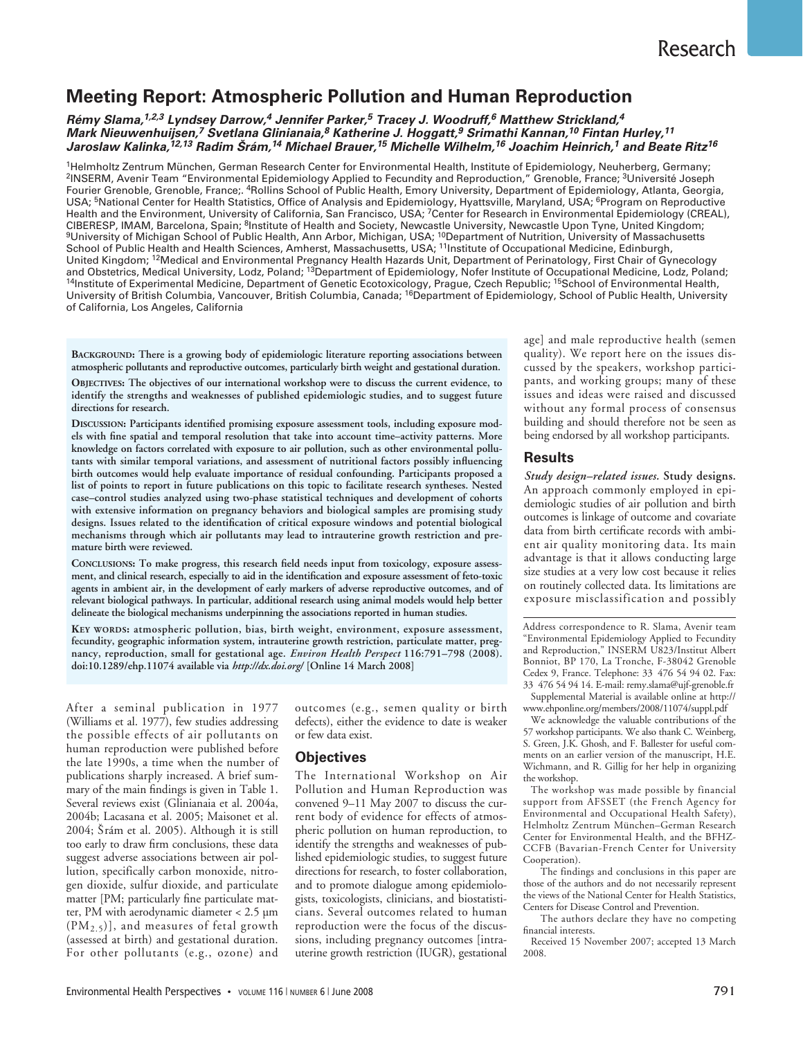Research

# Meeting Report: Atmospheric Pollution and Human Reproduction

***Rémy Slama,[1,2,3] Lyndsey Darrow,[4] Jennifer Parker,[5] Tracey J. Woodruff,[6] Matthew Strickland,[4] Mark Nieuwenhuijsen,[7] Svetlana Glinianaia,[8] Katherine J. Hoggatt,[9] Srimathi Kannan,[10] Fintan Hurley,[11] Jaroslaw Kalinka,[12,13] Radim Šrám,[14] Michael Brauer,[15] Michelle Wilhelm,[16] Joachim Heinrich,[1] and Beate Ritz[16]***

[1]Helmholtz Zentrum München, German Research Center for Environmental Health, Institute of Epidemiology, Neuherberg, Germany; [2]INSERM, Avenir Team "Environmental Epidemiology Applied to Fecundity and Reproduction," Grenoble, France; [3]Université Joseph Fourier Grenoble, Grenoble, France;. [4]Rollins School of Public Health, Emory University, Department of Epidemiology, Atlanta, Georgia, USA; [5]National Center for Health Statistics, Office of Analysis and Epidemiology, Hyattsville, Maryland, USA; [6]Program on Reproductive Health and the Environment, University of California, San Francisco, USA; [7]Center for Research in Environmental Epidemiology (CREAL), CIBERESP, IMAM, Barcelona, Spain; [8]Institute of Health and Society, Newcastle University, Newcastle Upon Tyne, United Kingdom; [9]University of Michigan School of Public Health, Ann Arbor, Michigan, USA; [10]Department of Nutrition, University of Massachusetts School of Public Health and Health Sciences, Amherst, Massachusetts, USA; [11]Institute of Occupational Medicine, Edinburgh, United Kingdom; [12]Medical and Environmental Pregnancy Health Hazards Unit, Department of Perinatology, First Chair of Gynecology and Obstetrics, Medical University, Lodz, Poland; [13]Department of Epidemiology, Nofer Institute of Occupational Medicine, Lodz, Poland; [14]Institute of Experimental Medicine, Department of Genetic Ecotoxicology, Prague, Czech Republic; [15]School of Environmental Health, University of British Columbia, Vancouver, British Columbia, Canada; [16]Department of Epidemiology, School of Public Health, University of California, Los Angeles, California

**Background:** There is a growing body of epidemiologic literature reporting associations between atmospheric pollutants and reproductive outcomes, particularly birth weight and gestational duration.

**Objectives:** The objectives of our international workshop were to discuss the current evidence, to identify the strengths and weaknesses of published epidemiologic studies, and to suggest future directions for research.

**Discussion:** Participants identified promising exposure assessment tools, including exposure models with fine spatial and temporal resolution that take into account time–activity patterns. More knowledge on factors correlated with exposure to air pollution, such as other environmental pollutants with similar temporal variations, and assessment of nutritional factors possibly influencing birth outcomes would help evaluate importance of residual confounding. Participants proposed a list of points to report in future publications on this topic to facilitate research syntheses. Nested case–control studies analyzed using two-phase statistical techniques and development of cohorts with extensive information on pregnancy behaviors and biological samples are promising study designs. Issues related to the identification of critical exposure windows and potential biological mechanisms through which air pollutants may lead to intrauterine growth restriction and premature birth were reviewed.

**Conclusions:** To make progress, this research field needs input from toxicology, exposure assessment, and clinical research, especially to aid in the identification and exposure assessment of feto-toxic agents in ambient air, in the development of early markers of adverse reproductive outcomes, and of relevant biological pathways. In particular, additional research using animal models would help better delineate the biological mechanisms underpinning the associations reported in human studies.

**Key words:** atmospheric pollution, bias, birth weight, environment, exposure assessment, fecundity, geographic information system, intrauterine growth restriction, particulate matter, pregnancy, reproduction, small for gestational age. *Environ Health Perspect* 116:791–798 (2008). doi:10.1289/ehp.11074 available via *http://dx.doi.org/* [Online 14 March 2008]

After a seminal publication in 1977 (Williams et al. 1977), few studies addressing the possible effects of air pollutants on human reproduction were published before the late 1990s, a time when the number of publications sharply increased. A brief summary of the main findings is given in Table 1. Several reviews exist (Glinianaia et al. 2004a, 2004b; Lacasana et al. 2005; Maisonet et al. 2004; Šrám et al. 2005). Although it is still too early to draw firm conclusions, these data suggest adverse associations between air pollution, specifically carbon monoxide, nitrogen dioxide, sulfur dioxide, and particulate matter [PM; particularly fine particulate matter, PM with aerodynamic diameter < 2.5 µm ($PM_{2.5}$)], and measures of fetal growth (assessed at birth) and gestational duration. For other pollutants (e.g., ozone) and outcomes (e.g., semen quality or birth defects), either the evidence to date is weaker or few data exist.

## Objectives

The International Workshop on Air Pollution and Human Reproduction was convened 9–11 May 2007 to discuss the current body of evidence for effects of atmospheric pollution on human reproduction, to identify the strengths and weaknesses of published epidemiologic studies, to suggest future directions for research, to foster collaboration, and to promote dialogue among epidemiologists, toxicologists, clinicians, and biostatisticians. Several outcomes related to human reproduction were the focus of the discussions, including pregnancy outcomes [intrauterine growth restriction (IUGR), gestational age] and male reproductive health (semen quality). We report here on the issues discussed by the speakers, workshop participants, and working groups; many of these issues and ideas were raised and discussed without any formal process of consensus building and should therefore not be seen as being endorsed by all workshop participants.

## Results

*Study design–related issues.* **Study designs.** An approach commonly employed in epidemiologic studies of air pollution and birth outcomes is linkage of outcome and covariate data from birth certificate records with ambient air quality monitoring data. Its main advantage is that it allows conducting large size studies at a very low cost because it relies on routinely collected data. Its limitations are exposure misclassification and possibly

---

Address correspondence to R. Slama, Avenir team "Environmental Epidemiology Applied to Fecundity and Reproduction," INSERM U823/Institut Albert Bonniot, BP 170, La Tronche, F-38042 Grenoble Cedex 9, France. Telephone: 33 476 54 94 02. Fax: 33 476 54 94 14. E-mail: remy.slama@ujf-grenoble.fr

Supplemental Material is available online at http://www.ehponline.org/members/2008/11074/suppl.pdf

We acknowledge the valuable contributions of the 57 workshop participants. We also thank C. Weinberg, S. Green, J.K. Ghosh, and F. Ballester for useful comments on an earlier version of the manuscript, H.E. Wichmann, and R. Gillig for her help in organizing the workshop.

The workshop was made possible by financial support from AFSSET (the French Agency for Environmental and Occupational Health Safety), Helmholtz Zentrum München–German Research Center for Environmental Health, and the BFHZ-CCFB (Bavarian-French Center for University Cooperation).

The findings and conclusions in this paper are those of the authors and do not necessarily represent the views of the National Center for Health Statistics, Centers for Disease Control and Prevention.

The authors declare they have no competing financial interests.

Received 15 November 2007; accepted 13 March 2008.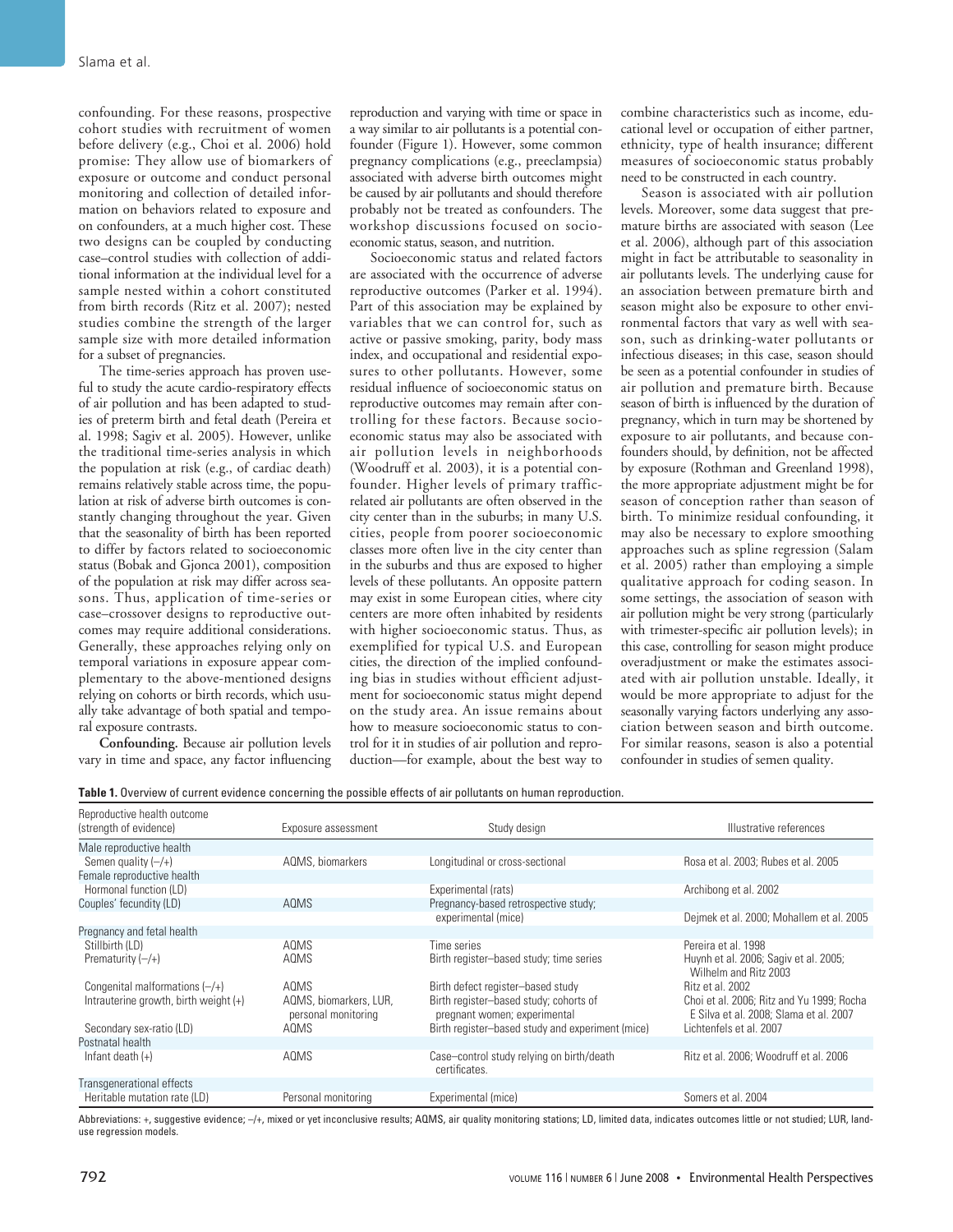confounding. For these reasons, prospective cohort studies with recruitment of women before delivery (e.g., Choi et al. 2006) hold promise: They allow use of biomarkers of exposure or outcome and conduct personal monitoring and collection of detailed information on behaviors related to exposure and on confounders, at a much higher cost. These two designs can be coupled by conducting case–control studies with collection of additional information at the individual level for a sample nested within a cohort constituted from birth records (Ritz et al. 2007); nested studies combine the strength of the larger sample size with more detailed information for a subset of pregnancies.

The time-series approach has proven useful to study the acute cardio-respiratory effects of air pollution and has been adapted to studies of preterm birth and fetal death (Pereira et al. 1998; Sagiv et al. 2005). However, unlike the traditional time-series analysis in which the population at risk (e.g., of cardiac death) remains relatively stable across time, the population at risk of adverse birth outcomes is constantly changing throughout the year. Given that the seasonality of birth has been reported to differ by factors related to socioeconomic status (Bobak and Gjonca 2001), composition of the population at risk may differ across seasons. Thus, application of time-series or case–crossover designs to reproductive outcomes may require additional considerations. Generally, these approaches relying only on temporal variations in exposure appear complementary to the above-mentioned designs relying on cohorts or birth records, which usually take advantage of both spatial and temporal exposure contrasts.

**Confounding.** Because air pollution levels vary in time and space, any factor influencing reproduction and varying with time or space in a way similar to air pollutants is a potential confounder (Figure 1). However, some common pregnancy complications (e.g., preeclampsia) associated with adverse birth outcomes might be caused by air pollutants and should therefore probably not be treated as confounders. The workshop discussions focused on socioeconomic status, season, and nutrition.

Socioeconomic status and related factors are associated with the occurrence of adverse reproductive outcomes (Parker et al. 1994). Part of this association may be explained by variables that we can control for, such as active or passive smoking, parity, body mass index, and occupational and residential exposures to other pollutants. However, some residual influence of socioeconomic status on reproductive outcomes may remain after controlling for these factors. Because socioeconomic status may also be associated with air pollution levels in neighborhoods (Woodruff et al. 2003), it is a potential confounder. Higher levels of primary traffic-related air pollutants are often observed in the city center than in the suburbs; in many U.S. cities, people from poorer socioeconomic classes more often live in the city center than in the suburbs and thus are exposed to higher levels of these pollutants. An opposite pattern may exist in some European cities, where city centers are more often inhabited by residents with higher socioeconomic status. Thus, as exemplified for typical U.S. and European cities, the direction of the implied confounding bias in studies without efficient adjustment for socioeconomic status might depend on the study area. An issue remains about how to measure socioeconomic status to control for it in studies of air pollution and reproduction—for example, about the best way to combine characteristics such as income, educational level or occupation of either partner, ethnicity, type of health insurance; different measures of socioeconomic status probably need to be constructed in each country.

Season is associated with air pollution levels. Moreover, some data suggest that premature births are associated with season (Lee et al. 2006), although part of this association might in fact be attributable to seasonality in air pollutants levels. The underlying cause for an association between premature birth and season might also be exposure to other environmental factors that vary as well with season, such as drinking-water pollutants or infectious diseases; in this case, season should be seen as a potential confounder in studies of air pollution and premature birth. Because season of birth is influenced by the duration of pregnancy, which in turn may be shortened by exposure to air pollutants, and because confounders should, by definition, not be affected by exposure (Rothman and Greenland 1998), the more appropriate adjustment might be for season of conception rather than season of birth. To minimize residual confounding, it may also be necessary to explore smoothing approaches such as spline regression (Salam et al. 2005) rather than employing a simple qualitative approach for coding season. In some settings, the association of season with air pollution might be very strong (particularly with trimester-specific air pollution levels); in this case, controlling for season might produce overadjustment or make the estimates associated with air pollution unstable. Ideally, it would be more appropriate to adjust for the seasonally varying factors underlying any association between season and birth outcome. For similar reasons, season is also a potential confounder in studies of semen quality.

**Table 1.** Overview of current evidence concerning the possible effects of air pollutants on human reproduction.

| Reproductive health outcome (strength of evidence) | Exposure assessment | Study design | Illustrative references |
|---|---|---|---|
| Male reproductive health | | | |
| Semen quality (–/+) | AQMS, biomarkers | Longitudinal or cross-sectional | Rosa et al. 2003; Rubes et al. 2005 |
| Female reproductive health | | | |
| Hormonal function (LD) | | Experimental (rats) | Archibong et al. 2002 |
| Couples' fecundity (LD) | AQMS | Pregnancy-based retrospective study; experimental (mice) | Dejmek et al. 2000; Mohallem et al. 2005 |
| Pregnancy and fetal health | | | |
| Stillbirth (LD) | AQMS | Time series | Pereira et al. 1998 |
| Prematurity (–/+) | AQMS | Birth register–based study; time series | Huynh et al. 2006; Sagiv et al. 2005; Wilhelm and Ritz 2003 |
| Congenital malformations (–/+) | AQMS | Birth defect register–based study | Ritz et al. 2002 |
| Intrauterine growth, birth weight (+) | AQMS, biomarkers, LUR, personal monitoring | Birth register–based study; cohorts of pregnant women; experimental | Choi et al. 2006; Ritz and Yu 1999; Rocha E Silva et al. 2008; Slama et al. 2007 |
| Secondary sex-ratio (LD) | AQMS | Birth register–based study and experiment (mice) | Lichtenfels et al. 2007 |
| Postnatal health | | | |
| Infant death (+) | AQMS | Case–control study relying on birth/death certificates. | Ritz et al. 2006; Woodruff et al. 2006 |
| Transgenerational effects | | | |
| Heritable mutation rate (LD) | Personal monitoring | Experimental (mice) | Somers et al. 2004 |

Abbreviations: +, suggestive evidence; –/+, mixed or yet inconclusive results; AQMS, air quality monitoring stations; LD, limited data, indicates outcomes little or not studied; LUR, land-use regression models.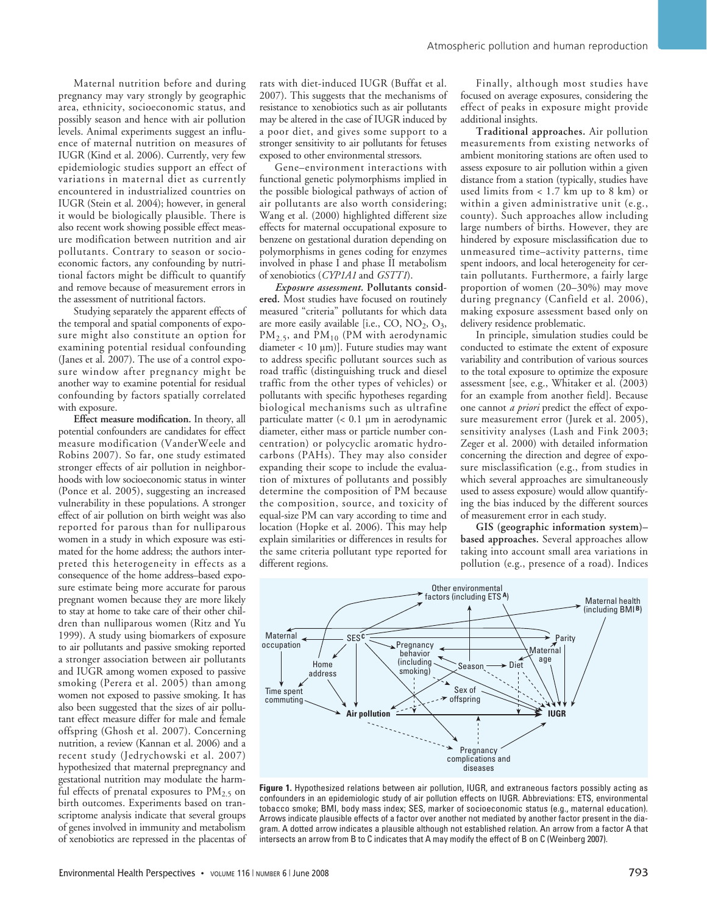Maternal nutrition before and during pregnancy may vary strongly by geographic area, ethnicity, socioeconomic status, and possibly season and hence with air pollution levels. Animal experiments suggest an influence of maternal nutrition on measures of IUGR (Kind et al. 2006). Currently, very few epidemiologic studies support an effect of variations in maternal diet as currently encountered in industrialized countries on IUGR (Stein et al. 2004); however, in general it would be biologically plausible. There is also recent work showing possible effect measure modification between nutrition and air pollutants. Contrary to season or socioeconomic factors, any confounding by nutritional factors might be difficult to quantify and remove because of measurement errors in the assessment of nutritional factors.

Studying separately the apparent effects of the temporal and spatial components of exposure might also constitute an option for examining potential residual confounding (Janes et al. 2007). The use of a control exposure window after pregnancy might be another way to examine potential for residual confounding by factors spatially correlated with exposure.

**Effect measure modification.** In theory, all potential confounders are candidates for effect measure modification (VanderWeele and Robins 2007). So far, one study estimated stronger effects of air pollution in neighborhoods with low socioeconomic status in winter (Ponce et al. 2005), suggesting an increased vulnerability in these populations. A stronger effect of air pollution on birth weight was also reported for parous than for nulliparous women in a study in which exposure was estimated for the home address; the authors interpreted this heterogeneity in effects as a consequence of the home address–based exposure estimate being more accurate for parous pregnant women because they are more likely to stay at home to take care of their other children than nulliparous women (Ritz and Yu 1999). A study using biomarkers of exposure to air pollutants and passive smoking reported a stronger association between air pollutants and IUGR among women exposed to passive smoking (Perera et al. 2005) than among women not exposed to passive smoking. It has also been suggested that the sizes of air pollutant effect measure differ for male and female offspring (Ghosh et al. 2007). Concerning nutrition, a review (Kannan et al. 2006) and a recent study (Jedrychowski et al. 2007) hypothesized that maternal prepregnancy and gestational nutrition may modulate the harmful effects of prenatal exposures to $PM_{2.5}$ on birth outcomes. Experiments based on transcriptome analysis indicate that several groups of genes involved in immunity and metabolism of xenobiotics are repressed in the placentas of rats with diet-induced IUGR (Buffat et al. 2007). This suggests that the mechanisms of resistance to xenobiotics such as air pollutants may be altered in the case of IUGR induced by a poor diet, and gives some support to a stronger sensitivity to air pollutants for fetuses exposed to other environmental stressors.

Gene–environment interactions with functional genetic polymorphisms implied in the possible biological pathways of action of air pollutants are also worth considering; Wang et al. (2000) highlighted different size effects for maternal occupational exposure to benzene on gestational duration depending on polymorphisms in genes coding for enzymes involved in phase I and phase II metabolism of xenobiotics (*CYP1A1* and *GSTT1*).

***Exposure assessment.*** **Pollutants considered.** Most studies have focused on routinely measured "criteria" pollutants for which data are more easily available [i.e., CO, $NO_2$, $O_3$, $PM_{2.5}$, and $PM_{10}$ (PM with aerodynamic diameter < 10 µm)]. Future studies may want to address specific pollutant sources such as road traffic (distinguishing truck and diesel traffic from the other types of vehicles) or pollutants with specific hypotheses regarding biological mechanisms such as ultrafine particulate matter (< 0.1 µm in aerodynamic diameter, either mass or particle number concentration) or polycyclic aromatic hydrocarbons (PAHs). They may also consider expanding their scope to include the evaluation of mixtures of pollutants and possibly determine the composition of PM because the composition, source, and toxicity of equal-size PM can vary according to time and location (Hopke et al. 2006). This may help explain similarities or differences in results for the same criteria pollutant type reported for different regions.

Finally, although most studies have focused on average exposures, considering the effect of peaks in exposure might provide additional insights.

**Traditional approaches.** Air pollution measurements from existing networks of ambient monitoring stations are often used to assess exposure to air pollution within a given distance from a station (typically, studies have used limits from < 1.7 km up to 8 km) or within a given administrative unit (e.g., county). Such approaches allow including large numbers of births. However, they are hindered by exposure misclassification due to unmeasured time–activity patterns, time spent indoors, and local heterogeneity for certain pollutants. Furthermore, a fairly large proportion of women (20–30%) may move during pregnancy (Canfield et al. 2006), making exposure assessment based only on delivery residence problematic.

In principle, simulation studies could be conducted to estimate the extent of exposure variability and contribution of various sources to the total exposure to optimize the exposure assessment [see, e.g., Whitaker et al. (2003) for an example from another field]. Because one cannot *a priori* predict the effect of exposure measurement error (Jurek et al. 2005), sensitivity analyses (Lash and Fink 2003; Zeger et al. 2000) with detailed information concerning the direction and degree of exposure misclassification (e.g., from studies in which several approaches are simultaneously used to assess exposure) would allow quantifying the bias induced by the different sources of measurement error in each study.

**GIS (geographic information system)–based approaches.** Several approaches allow taking into account small area variations in pollution (e.g., presence of a road). Indices

**Figure 1.** Hypothesized relations between air pollution, IUGR, and extraneous factors possibly acting as confounders in an epidemiologic study of air pollution effects on IUGR. Abbreviations: ETS, environmental tobacco smoke; BMI, body mass index; SES, marker of socioeconomic status (e.g., maternal education). Arrows indicate plausible effects of a factor over another not mediated by another factor present in the diagram. A dotted arrow indicates a plausible although not established relation. An arrow from a factor A that intersects an arrow from B to C indicates that A may modify the effect of B on C (Weinberg 2007).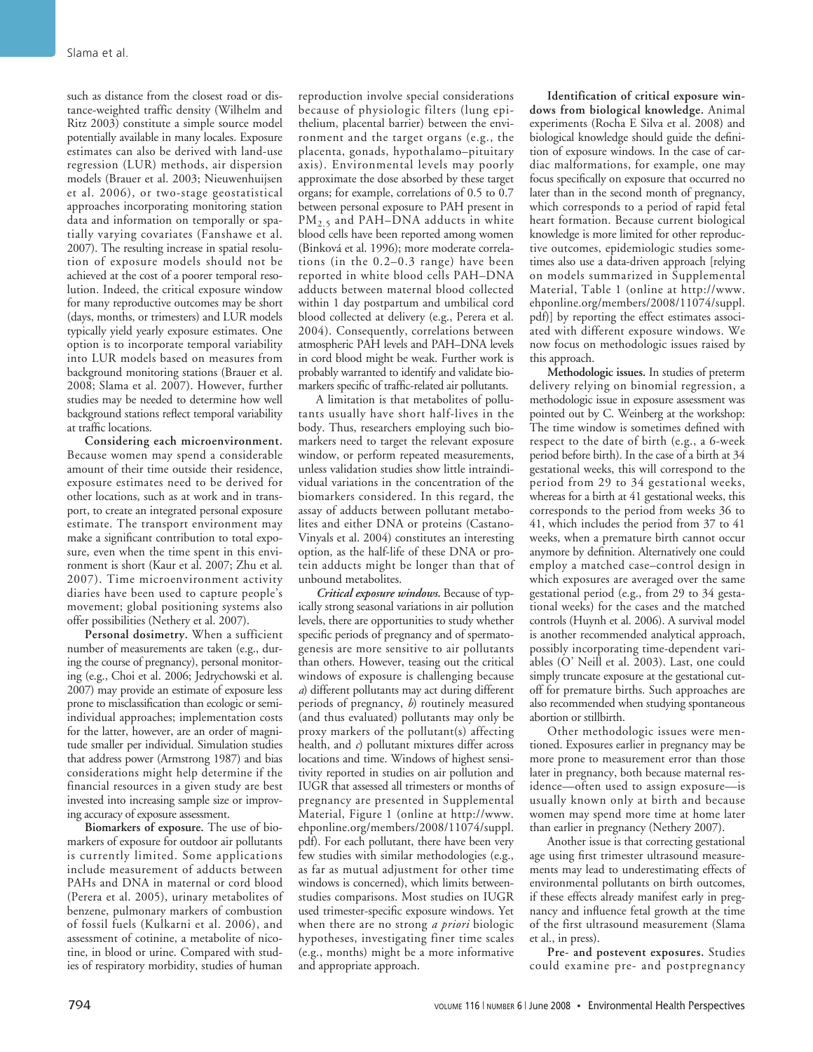such as distance from the closest road or distance-weighted traffic density (Wilhelm and Ritz 2003) constitute a simple source model potentially available in many locales. Exposure estimates can also be derived with land-use regression (LUR) methods, air dispersion models (Brauer et al. 2003; Nieuwenhuijsen et al. 2006), or two-stage geostatistical approaches incorporating monitoring station data and information on temporally or spatially varying covariates (Fanshawe et al. 2007). The resulting increase in spatial resolution of exposure models should not be achieved at the cost of a poorer temporal resolution. Indeed, the critical exposure window for many reproductive outcomes may be short (days, months, or trimesters) and LUR models typically yield yearly exposure estimates. One option is to incorporate temporal variability into LUR models based on measures from background monitoring stations (Brauer et al. 2008; Slama et al. 2007). However, further studies may be needed to determine how well background stations reflect temporal variability at traffic locations.

**Considering each microenvironment.** Because women may spend a considerable amount of their time outside their residence, exposure estimates need to be derived for other locations, such as at work and in transport, to create an integrated personal exposure estimate. The transport environment may make a significant contribution to total exposure, even when the time spent in this environment is short (Kaur et al. 2007; Zhu et al. 2007). Time microenvironment activity diaries have been used to capture people's movement; global positioning systems also offer possibilities (Nethery et al. 2007).

**Personal dosimetry.** When a sufficient number of measurements are taken (e.g., during the course of pregnancy), personal monitoring (e.g., Choi et al. 2006; Jedrychowski et al. 2007) may provide an estimate of exposure less prone to misclassification than ecologic or semi-individual approaches; implementation costs for the latter, however, are an order of magnitude smaller per individual. Simulation studies that address power (Armstrong 1987) and bias considerations might help determine if the financial resources in a given study are best invested into increasing sample size or improving accuracy of exposure assessment.

**Biomarkers of exposure.** The use of biomarkers of exposure for outdoor air pollutants is currently limited. Some applications include measurement of adducts between PAHs and DNA in maternal or cord blood (Perera et al. 2005), urinary metabolites of benzene, pulmonary markers of combustion of fossil fuels (Kulkarni et al. 2006), and assessment of cotinine, a metabolite of nicotine, in blood or urine. Compared with studies of respiratory morbidity, studies of human reproduction involve special considerations because of physiologic filters (lung epithelium, placental barrier) between the environment and the target organs (e.g., the placenta, gonads, hypothalamo–pituitary axis). Environmental levels may poorly approximate the dose absorbed by these target organs; for example, correlations of 0.5 to 0.7 between personal exposure to PAH present in $PM_{2.5}$ and PAH–DNA adducts in white blood cells have been reported among women (Binková et al. 1996); more moderate correlations (in the 0.2–0.3 range) have been reported in white blood cells PAH–DNA adducts between maternal blood collected within 1 day postpartum and umbilical cord blood collected at delivery (e.g., Perera et al. 2004). Consequently, correlations between atmospheric PAH levels and PAH–DNA levels in cord blood might be weak. Further work is probably warranted to identify and validate biomarkers specific of traffic-related air pollutants.

A limitation is that metabolites of pollutants usually have short half-lives in the body. Thus, researchers employing such biomarkers need to target the relevant exposure window, or perform repeated measurements, unless validation studies show little intraindividual variations in the concentration of the biomarkers considered. In this regard, the assay of adducts between pollutant metabolites and either DNA or proteins (Castano-Vinyals et al. 2004) constitutes an interesting option, as the half-life of these DNA or protein adducts might be longer than that of unbound metabolites.

***Critical exposure windows.*** Because of typically strong seasonal variations in air pollution levels, there are opportunities to study whether specific periods of pregnancy and of spermatogenesis are more sensitive to air pollutants than others. However, teasing out the critical windows of exposure is challenging because *a*) different pollutants may act during different periods of pregnancy, *b*) routinely measured (and thus evaluated) pollutants may only be proxy markers of the pollutant(s) affecting health, and *c*) pollutant mixtures differ across locations and time. Windows of highest sensitivity reported in studies on air pollution and IUGR that assessed all trimesters or months of pregnancy are presented in Supplemental Material, Figure 1 (online at http://www.ehponline.org/members/2008/11074/suppl.pdf). For each pollutant, there have been very few studies with similar methodologies (e.g., as far as mutual adjustment for other time windows is concerned), which limits between-studies comparisons. Most studies on IUGR used trimester-specific exposure windows. Yet when there are no strong *a priori* biologic hypotheses, investigating finer time scales (e.g., months) might be a more informative and appropriate approach.

**Identification of critical exposure windows from biological knowledge.** Animal experiments (Rocha E Silva et al. 2008) and biological knowledge should guide the definition of exposure windows. In the case of cardiac malformations, for example, one may focus specifically on exposure that occurred no later than in the second month of pregnancy, which corresponds to a period of rapid fetal heart formation. Because current biological knowledge is more limited for other reproductive outcomes, epidemiologic studies sometimes also use a data-driven approach [relying on models summarized in Supplemental Material, Table 1 (online at http://www.ehponline.org/members/2008/11074/suppl.pdf)] by reporting the effect estimates associated with different exposure windows. We now focus on methodologic issues raised by this approach.

**Methodologic issues.** In studies of preterm delivery relying on binomial regression, a methodologic issue in exposure assessment was pointed out by C. Weinberg at the workshop: The time window is sometimes defined with respect to the date of birth (e.g., a 6-week period before birth). In the case of a birth at 34 gestational weeks, this will correspond to the period from 29 to 34 gestational weeks, whereas for a birth at 41 gestational weeks, this corresponds to the period from weeks 36 to 41, which includes the period from 37 to 41 weeks, when a premature birth cannot occur anymore by definition. Alternatively one could employ a matched case–control design in which exposures are averaged over the same gestational period (e.g., from 29 to 34 gestational weeks) for the cases and the matched controls (Huynh et al. 2006). A survival model is another recommended analytical approach, possibly incorporating time-dependent variables (O' Neill et al. 2003). Last, one could simply truncate exposure at the gestational cutoff for premature births. Such approaches are also recommended when studying spontaneous abortion or stillbirth.

Other methodologic issues were mentioned. Exposures earlier in pregnancy may be more prone to measurement error than those later in pregnancy, both because maternal residence—often used to assign exposure—is usually known only at birth and because women may spend more time at home later than earlier in pregnancy (Nethery 2007).

Another issue is that correcting gestational age using first trimester ultrasound measurements may lead to underestimating effects of environmental pollutants on birth outcomes, if these effects already manifest early in pregnancy and influence fetal growth at the time of the first ultrasound measurement (Slama et al., in press).

**Pre- and postevent exposures.** Studies could examine pre- and postpregnancy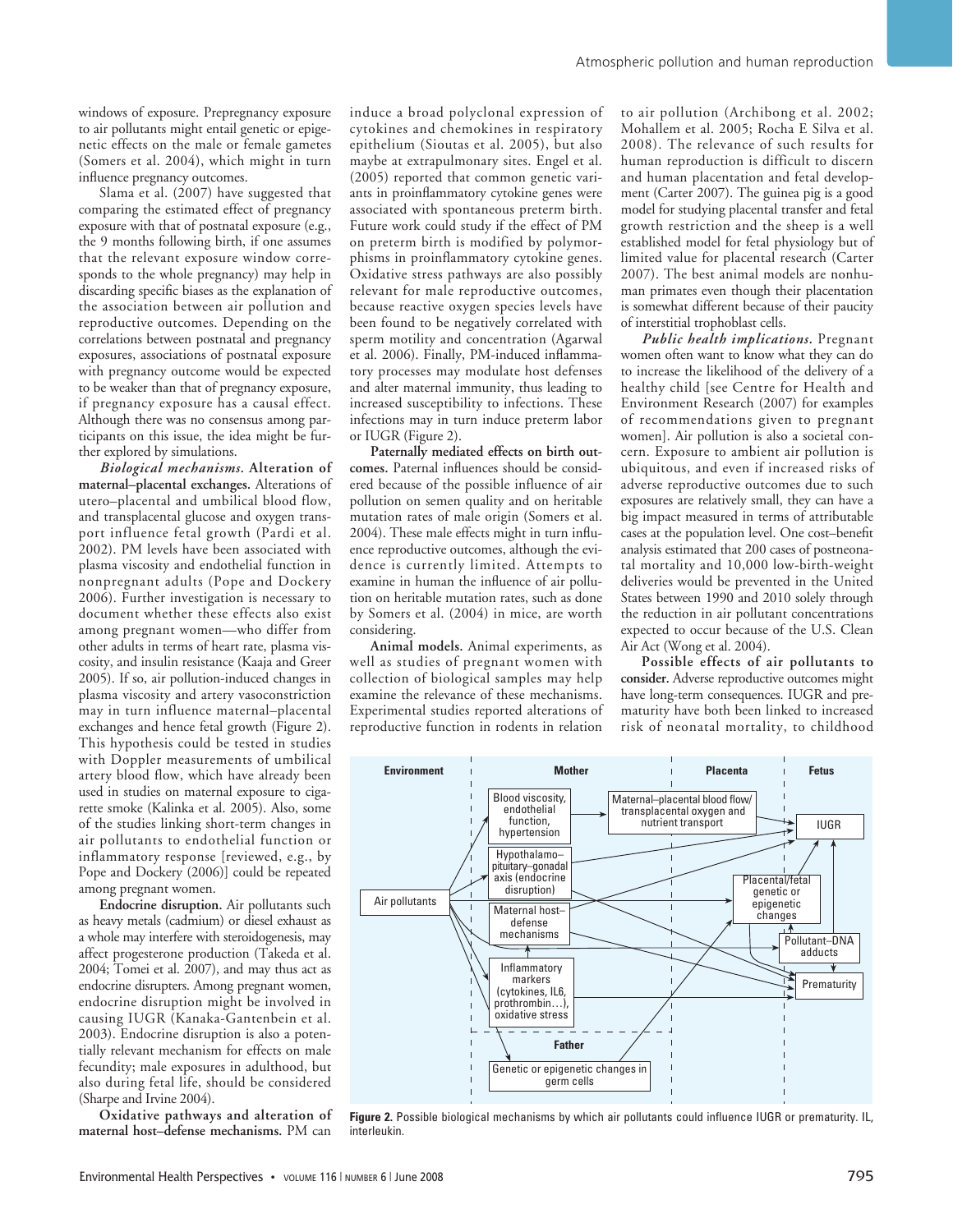windows of exposure. Prepregnancy exposure to air pollutants might entail genetic or epigenetic effects on the male or female gametes (Somers et al. 2004), which might in turn influence pregnancy outcomes.

Slama et al. (2007) have suggested that comparing the estimated effect of pregnancy exposure with that of postnatal exposure (e.g., the 9 months following birth, if one assumes that the relevant exposure window corresponds to the whole pregnancy) may help in discarding specific biases as the explanation of the association between air pollution and reproductive outcomes. Depending on the correlations between postnatal and pregnancy exposures, associations of postnatal exposure with pregnancy outcome would be expected to be weaker than that of pregnancy exposure, if pregnancy exposure has a causal effect. Although there was no consensus among participants on this issue, the idea might be further explored by simulations.

***Biological mechanisms.*** **Alteration of maternal–placental exchanges.** Alterations of utero–placental and umbilical blood flow, and transplacental glucose and oxygen transport influence fetal growth (Pardi et al. 2002). PM levels have been associated with plasma viscosity and endothelial function in nonpregnant adults (Pope and Dockery 2006). Further investigation is necessary to document whether these effects also exist among pregnant women—who differ from other adults in terms of heart rate, plasma viscosity, and insulin resistance (Kaaja and Greer 2005). If so, air pollution-induced changes in plasma viscosity and artery vasoconstriction may in turn influence maternal–placental exchanges and hence fetal growth (Figure 2). This hypothesis could be tested in studies with Doppler measurements of umbilical artery blood flow, which have already been used in studies on maternal exposure to cigarette smoke (Kalinka et al. 2005). Also, some of the studies linking short-term changes in air pollutants to endothelial function or inflammatory response [reviewed, e.g., by Pope and Dockery (2006)] could be repeated among pregnant women.

**Endocrine disruption.** Air pollutants such as heavy metals (cadmium) or diesel exhaust as a whole may interfere with steroidogenesis, may affect progesterone production (Takeda et al. 2004; Tomei et al. 2007), and may thus act as endocrine disrupters. Among pregnant women, endocrine disruption might be involved in causing IUGR (Kanaka-Gantenbein et al. 2003). Endocrine disruption is also a potentially relevant mechanism for effects on male fecundity; male exposures in adulthood, but also during fetal life, should be considered (Sharpe and Irvine 2004).

**Oxidative pathways and alteration of maternal host–defense mechanisms.** PM can induce a broad polyclonal expression of cytokines and chemokines in respiratory epithelium (Sioutas et al. 2005), but also maybe at extrapulmonary sites. Engel et al. (2005) reported that common genetic variants in proinflammatory cytokine genes were associated with spontaneous preterm birth. Future work could study if the effect of PM on preterm birth is modified by polymorphisms in proinflammatory cytokine genes. Oxidative stress pathways are also possibly relevant for male reproductive outcomes, because reactive oxygen species levels have been found to be negatively correlated with sperm motility and concentration (Agarwal et al. 2006). Finally, PM-induced inflammatory processes may modulate host defenses and alter maternal immunity, thus leading to increased susceptibility to infections. These infections may in turn induce preterm labor or IUGR (Figure 2).

**Paternally mediated effects on birth outcomes.** Paternal influences should be considered because of the possible influence of air pollution on semen quality and on heritable mutation rates of male origin (Somers et al. 2004). These male effects might in turn influence reproductive outcomes, although the evidence is currently limited. Attempts to examine in human the influence of air pollution on heritable mutation rates, such as done by Somers et al. (2004) in mice, are worth considering.

**Animal models.** Animal experiments, as well as studies of pregnant women with collection of biological samples may help examine the relevance of these mechanisms. Experimental studies reported alterations of reproductive function in rodents in relation to air pollution (Archibong et al. 2002; Mohallem et al. 2005; Rocha E Silva et al. 2008). The relevance of such results for human reproduction is difficult to discern and human placentation and fetal development (Carter 2007). The guinea pig is a good model for studying placental transfer and fetal growth restriction and the sheep is a well established model for fetal physiology but of limited value for placental research (Carter 2007). The best animal models are nonhuman primates even though their placentation is somewhat different because of their paucity of interstitial trophoblast cells.

***Public health implications.*** Pregnant women often want to know what they can do to increase the likelihood of the delivery of a healthy child [see Centre for Health and Environment Research (2007) for examples of recommendations given to pregnant women]. Air pollution is also a societal concern. Exposure to ambient air pollution is ubiquitous, and even if increased risks of adverse reproductive outcomes due to such exposures are relatively small, they can have a big impact measured in terms of attributable cases at the population level. One cost–benefit analysis estimated that 200 cases of postneonatal mortality and 10,000 low-birth-weight deliveries would be prevented in the United States between 1990 and 2010 solely through the reduction in air pollutant concentrations expected to occur because of the U.S. Clean Air Act (Wong et al. 2004).

**Possible effects of air pollutants to consider.** Adverse reproductive outcomes might have long-term consequences. IUGR and prematurity have both been linked to increased risk of neonatal mortality, to childhood

**Figure 2.** Possible biological mechanisms by which air pollutants could influence IUGR or prematurity. IL, interleukin.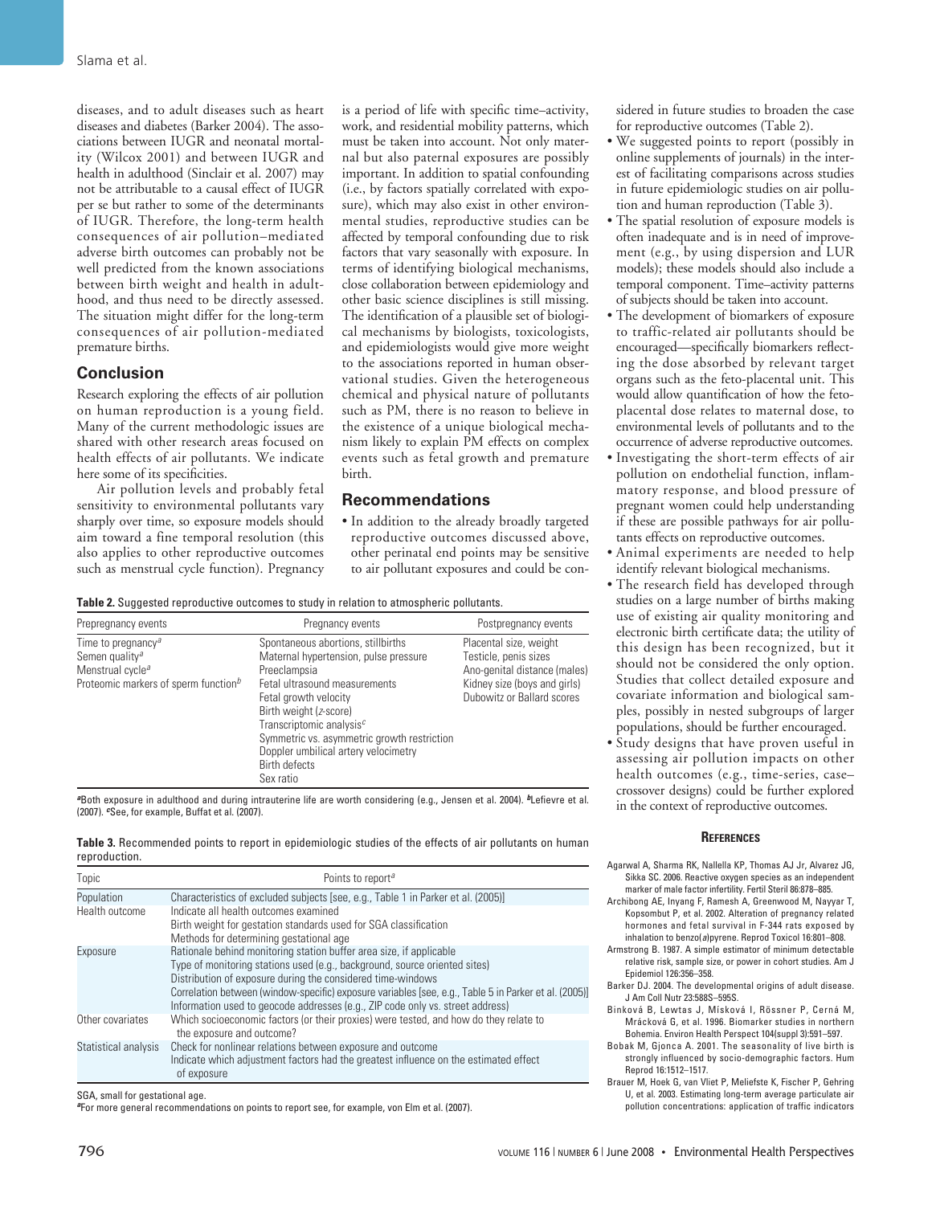diseases, and to adult diseases such as heart diseases and diabetes (Barker 2004). The associations between IUGR and neonatal mortality (Wilcox 2001) and between IUGR and health in adulthood (Sinclair et al. 2007) may not be attributable to a causal effect of IUGR per se but rather to some of the determinants of IUGR. Therefore, the long-term health consequences of air pollution–mediated adverse birth outcomes can probably not be well predicted from the known associations between birth weight and health in adulthood, and thus need to be directly assessed. The situation might differ for the long-term consequences of air pollution-mediated premature births.

## Conclusion

Research exploring the effects of air pollution on human reproduction is a young field. Many of the current methodologic issues are shared with other research areas focused on health effects of air pollutants. We indicate here some of its specificities.

Air pollution levels and probably fetal sensitivity to environmental pollutants vary sharply over time, so exposure models should aim toward a fine temporal resolution (this also applies to other reproductive outcomes such as menstrual cycle function). Pregnancy is a period of life with specific time–activity, work, and residential mobility patterns, which must be taken into account. Not only maternal but also paternal exposures are possibly important. In addition to spatial confounding (i.e., by factors spatially correlated with exposure), which may also exist in other environmental studies, reproductive studies can be affected by temporal confounding due to risk factors that vary seasonally with exposure. In terms of identifying biological mechanisms, close collaboration between epidemiology and other basic science disciplines is still missing. The identification of a plausible set of biological mechanisms by biologists, toxicologists, and epidemiologists would give more weight to the associations reported in human observational studies. Given the heterogeneous chemical and physical nature of pollutants such as PM, there is no reason to believe in the existence of a unique biological mechanism likely to explain PM effects on complex events such as fetal growth and premature birth.

## Recommendations

- In addition to the already broadly targeted reproductive outcomes discussed above, other perinatal end points may be sensitive to air pollutant exposures and could be considered in future studies to broaden the case for reproductive outcomes (Table 2).
- We suggested points to report (possibly in online supplements of journals) in the interest of facilitating comparisons across studies in future epidemiologic studies on air pollution and human reproduction (Table 3).
- The spatial resolution of exposure models is often inadequate and is in need of improvement (e.g., by using dispersion and LUR models); these models should also include a temporal component. Time–activity patterns of subjects should be taken into account.
- The development of biomarkers of exposure to traffic-related air pollutants should be encouraged—specifically biomarkers reflecting the dose absorbed by relevant target organs such as the feto-placental unit. This would allow quantification of how the feto-placental dose relates to maternal dose, to environmental levels of pollutants and to the occurrence of adverse reproductive outcomes.
- Investigating the short-term effects of air pollution on endothelial function, inflammatory response, and blood pressure of pregnant women could help understanding if these are possible pathways for air pollutants effects on reproductive outcomes.
- Animal experiments are needed to help identify relevant biological mechanisms.
- The research field has developed through studies on a large number of births making use of existing air quality monitoring and electronic birth certificate data; the utility of this design has been recognized, but it should not be considered the only option. Studies that collect detailed exposure and covariate information and biological samples, possibly in nested subgroups of larger populations, should be further encouraged.
- Study designs that have proven useful in assessing air pollution impacts on other health outcomes (e.g., time-series, case–crossover designs) could be further explored in the context of reproductive outcomes.

**Table 2.** Suggested reproductive outcomes to study in relation to atmospheric pollutants.

| Prepregnancy events | Pregnancy events | Postpregnancy events |
|---|---|---|
| Time to pregnancy[a] | Spontaneous abortions, stillbirths | Placental size, weight |
| Semen quality[a] | Maternal hypertension, pulse pressure | Testicle, penis sizes |
| Menstrual cycle[a] | Preeclampsia | Ano-genital distance (males) |
| Proteomic markers of sperm function[b] | Fetal ultrasound measurements | Kidney size (boys and girls) |
| | Fetal growth velocity | Dubowitz or Ballard scores |
| | Birth weight (*z*-score) | |
| | Transcriptomic analysis[c] | |
| | Symmetric vs. asymmetric growth restriction | |
| | Doppler umbilical artery velocimetry | |
| | Birth defects | |
| | Sex ratio | |

[a]Both exposure in adulthood and during intrauterine life are worth considering (e.g., Jensen et al. 2004). [b]Lefievre et al. (2007). [c]See, for example, Buffat et al. (2007).

**Table 3.** Recommended points to report in epidemiologic studies of the effects of air pollutants on human reproduction.

| Topic | Points to report[a] |
|---|---|
| Population | Characteristics of excluded subjects [see, e.g., Table 1 in Parker et al. (2005)] |
| Health outcome | Indicate all health outcomes examined |
| | Birth weight for gestation standards used for SGA classification |
| | Methods for determining gestational age |
| Exposure | Rationale behind monitoring station buffer area size, if applicable |
| | Type of monitoring stations used (e.g., background, source oriented sites) |
| | Distribution of exposure during the considered time-windows |
| | Correlation between (window-specific) exposure variables [see, e.g., Table 5 in Parker et al. (2005)] |
| | Information used to geocode addresses (e.g., ZIP code only vs. street address) |
| Other covariates | Which socioeconomic factors (or their proxies) were tested, and how do they relate to the exposure and outcome? |
| Statistical analysis | Check for nonlinear relations between exposure and outcome |
| | Indicate which adjustment factors had the greatest influence on the estimated effect of exposure |

SGA, small for gestational age.
[a]For more general recommendations on points to report see, for example, von Elm et al. (2007).

## References

Agarwal A, Sharma RK, Nallella KP, Thomas AJ Jr, Alvarez JG, Sikka SC. 2006. Reactive oxygen species as an independent marker of male factor infertility. Fertil Steril 86:878–885.

Archibong AE, Inyang F, Ramesh A, Greenwood M, Nayyar T, Kopsombut P, et al. 2002. Alteration of pregnancy related hormones and fetal survival in F-344 rats exposed by inhalation to benzo(*a*)pyrene. Reprod Toxicol 16:801–808.

Armstrong B. 1987. A simple estimator of minimum detectable relative risk, sample size, or power in cohort studies. Am J Epidemiol 126:356–358.

Barker DJ. 2004. The developmental origins of adult disease. J Am Coll Nutr 23:588S–595S.

Binková B, Lewtas J, Mísková I, Rössner P, Cerná M, Mrácková G, et al. 1996. Biomarker studies in northern Bohemia. Environ Health Perspect 104(suppl 3):591–597.

Bobak M, Gjonca A. 2001. The seasonality of live birth is strongly influenced by socio-demographic factors. Hum Reprod 16:1512–1517.

Brauer M, Hoek G, van Vliet P, Meliefste K, Fischer P, Gehring U, et al. 2003. Estimating long-term average particulate air pollution concentrations: application of traffic indicators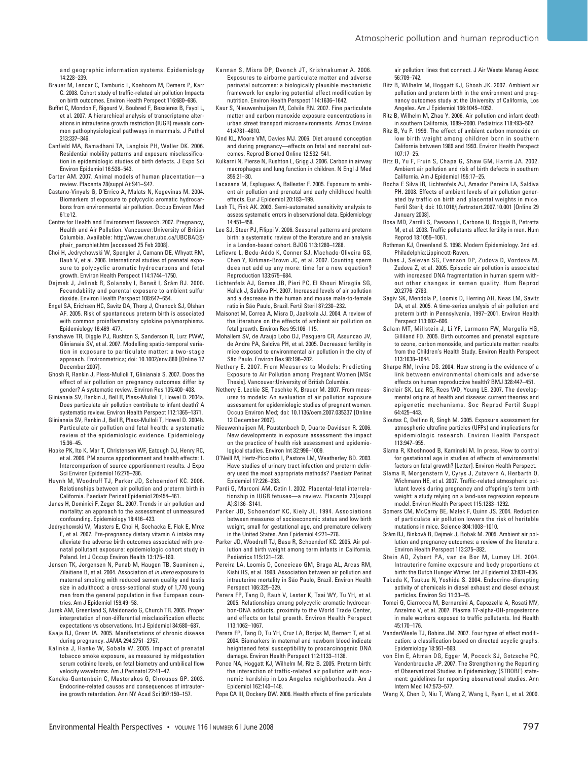and geographic information systems. Epidemiology 14:228–239.

Brauer M, Lencar C, Tamburic L, Koehoorn M, Demers P, Karr C. 2008. Cohort study of traffic-related air pollution Impacts on birth outcomes. Environ Health Perspect 116:680–686.

Buffat C, Mondon F, Rigourd V, Boubred F, Bessieres B, Fayol L, et al. 2007. A hierarchical analysis of transcriptome alterations in intrauterine growth restriction (IUGR) reveals common pathophysiological pathways in mammals. J Pathol 213:337–346.

Canfield MA, Ramadhani TA, Langlois PH, Waller DK. 2006. Residential mobility patterns and exposure misclassification in epidemiologic studies of birth defects. J Expo Sci Environ Epidemiol 16:538–543.

Carter AM. 2007. Animal models of human placentation—a review. Placenta 28(suppl A):S41–S47.

Castano-Vinyals G, D'Errico A, Malats N, Kogevinas M. 2004. Biomarkers of exposure to polycyclic aromatic hydrocarbons from environmental air pollution. Occup Environ Med 61:e12.

Centre for Health and Environment Research. 2007. Pregnancy, Health and Air Pollution. Vancouver:University of British Columbia. Available: http://www.cher.ubc.ca/UBCBAQS/phair_pamphlet.htm [accessed 25 Feb 2008].

Choi H, Jedrychowski W, Spengler J, Camann DE, Whyatt RM, Rauh V, et al. 2006. International studies of prenatal exposure to polycyclic aromatic hydrocarbons and fetal growth. Environ Health Perspect 114:1744–1750.

Dejmek J, Jelinek R, Solansky I, Beneš I, Šrám RJ. 2000. Fecundability and parental exposure to ambient sulfur dioxide. Environ Health Perspect 108:647–654.

Engel SA, Erichsen HC, Savitz DA, Thorp J, Chanock SJ, Olshan AF. 2005. Risk of spontaneous preterm birth is associated with common proinflammatory cytokine polymorphisms. Epidemiology 16:469–477.

Fanshawe TR, Diggle PJ, Rushton S, Sanderson R, Lurz PWW, Glinianaia SV, et al. 2007. Modelling spatio-temporal variation in exposure to particulate matter: a two-stage approach. Environmetrics; doi: 10.1002/env.889 [Online 17 December 2007].

Ghosh R, Rankin J, Pless-Mulloli T, Glinianaia S. 2007. Does the effect of air pollution on pregnancy outcomes differ by gender? A systematic review. Environ Res 105:400–408.

Glinianaia SV, Rankin J, Bell R, Pless-Mulloli T, Howel D. 2004a. Does particulate air pollution contribute to infant death? A systematic review. Environ Health Perspect 112:1365–1371.

Glinianaia SV, Rankin J, Bell R, Pless-Mulloli T, Howel D. 2004b. Particulate air pollution and fetal health: a systematic review of the epidemiologic evidence. Epidemiology 15:36–45.

Hopke PK, Ito K, Mar T, Christensen WF, Eatough DJ, Henry RC, et al. 2006. PM source apportionment and health effects: 1. Intercomparison of source apportionment results. J Expo Sci Environ Epidemiol 16:275–286.

Huynh M, Woodruff TJ, Parker JD, Schoendorf KC. 2006. Relationships between air pollution and preterm birth in California. Paediatr Perinat Epidemiol 20:454–461.

Janes H, Dominici F, Zeger SL. 2007. Trends in air pollution and mortality: an approach to the assessment of unmeasured confounding. Epidemiology 18:416–423.

Jedrychowski W, Masters E, Choi H, Sochacka E, Flak E, Mroz E, et al. 2007. Pre-pregnancy dietary vitamin A intake may alleviate the adverse birth outcomes associated with prenatal pollutant exposure: epidemiologic cohort study in Poland. Int J Occup Environ Health 13:175–180.

Jensen TK, Jorgensen N, Punab M, Haugen TB, Suominen J, Zilaitiene B, et al. 2004. Association of *in utero* exposure to maternal smoking with reduced semen quality and testis size in adulthood: a cross-sectional study of 1,770 young men from the general population in five European countries. Am J Epidemiol 159:49–58.

Jurek AM, Greenland S, Maldonado G, Church TR. 2005. Proper interpretation of non-differential misclassification effects: expectations vs observations. Int J Epidemiol 34:680–687.

Kaaja RJ, Greer IA. 2005. Manifestations of chronic disease during pregnancy. JAMA 294:2751–2757.

Kalinka J, Hanke W, Sobala W. 2005. Impact of prenatal tobacco smoke exposure, as measured by midgestation serum cotinine levels, on fetal biometry and umbilical flow velocity waveforms. Am J Perinatol 22:41–47.

Kanaka-Gantenbein C, Mastorakos G, Chrousos GP. 2003. Endocrine-related causes and consequences of intrauterine growth retardation. Ann NY Acad Sci 997:150–157.

Kannan S, Misra DP, Dvonch JT, Krishnakumar A. 2006. Exposures to airborne particulate matter and adverse perinatal outcomes: a biologically plausible mechanistic framework for exploring potential effect modification by nutrition. Environ Health Perspect 114:1636–1642.

Kaur S, Nieuwenhuijsen M, Colvile RN. 2007. Fine particulate matter and carbon monoxide exposure concentrations in urban street transport microenvironments. Atmos Environ 41:4781–4810.

Kind KL, Moore VM, Davies MJ. 2006. Diet around conception and during pregnancy—effects on fetal and neonatal outcomes. Reprod Biomed Online 12:532–541.

Kulkarni N, Pierse N, Rushton L, Grigg J. 2006. Carbon in airway macrophages and lung function in children. N Engl J Med 355:21–30.

Lacasana M, Esplugues A, Ballester F. 2005. Exposure to ambient air pollution and prenatal and early childhood health effects. Eur J Epidemiol 20:183–199.

Lash TL, Fink AK. 2003. Semi-automated sensitivity analysis to assess systematic errors in observational data. Epidemiology 14:451–458.

Lee SJ, Steer PJ, Filippi V. 2006. Seasonal patterns and preterm birth: a systematic review of the literature and an analysis in a London-based cohort. BJOG 113:1280–1288.

Lefievre L, Bedu-Addo K, Conner SJ, Machado-Oliveira GS, Chen Y, Kirkman-Brown JC, et al. 2007. Counting sperm does not add up any more: time for a new equation? Reproduction 133:675–684.

Lichtenfels AJ, Gomes JB, Pieri PC, El Khouri Miraglia SG, Hallak J, Saldiva PH. 2007. Increased levels of air pollution and a decrease in the human and mouse male-to-female ratio in São Paulo, Brazil. Fertil Steril 87:230–232.

Maisonet M, Correa A, Misra D, Jaakkola JJ. 2004. A review of the literature on the effects of ambient air pollution on fetal growth. Environ Res 95:106–115.

Mohallem SV, de Araujo Lobo DJ, Pesquero CR, Assuncao JV, de Andre PA, Saldiva PH, et al. 2005. Decreased fertility in mice exposed to environmental air pollution in the city of São Paulo. Environ Res 98:196–202.

Nethery E. 2007. From Measures to Models: Predicting Exposure to Air Pollution among Pregnant Women [MSc Thesis]. Vancouver:University of British Columbia.

Nethery E, Leckie SE, Teschke K, Brauer M. 2007. From measures to models: An evaluation of air pollution exposure assessment for epidemiologic studies of pregnant women. Occup Environ Med; doi: 10.1136/oem.2007.035337 [Online 12 December 2007].

Nieuwenhuijsen M, Paustenbach D, Duarte-Davidson R. 2006. New developments in exposure assessment: the impact on the practice of health risk assessment and epidemiological studies. Environ Int 32:996–1009.

O'Neill M, Hertz-Picciotto I, Pastore LM, Weatherley BD. 2003. Have studies of urinary tract infection and preterm delivery used the most appropriate methods? Paediatr Perinat Epidemiol 17:226–233.

Pardi G, Marconi AM, Cetin I. 2002. Placental-fetal interrelationship in IUGR fetuses—a review. Placenta 23(suppl A):S136–S141.

Parker JD, Schoendorf KC, Kiely JL. 1994. Associations between measures of socioeconomic status and low birth weight, small for gestational age, and premature delivery in the United States. Ann Epidemiol 4:271–278.

Parker JD, Woodruff TJ, Basu R, Schoendorf KC. 2005. Air pollution and birth weight among term infants in California. Pediatrics 115:121–128.

Pereira LA, Loomis D, Conceicao GM, Braga AL, Arcas RM, Kishi HS, et al. 1998. Association between air pollution and intrauterine mortality in São Paulo, Brazil. Environ Health Perspect 106:325–329.

Perera FP, Tang D, Rauh V, Lester K, Tsai WY, Tu YH, et al. 2005. Relationships among polycyclic aromatic hydrocarbon-DNA adducts, proximity to the World Trade Center, and effects on fetal growth. Environ Health Perspect 113:1062–1067.

Perera FP, Tang D, Tu YH, Cruz LA, Borjas M, Bernert T, et al. 2004. Biomarkers in maternal and newborn blood indicate heightened fetal susceptibility to procarcinogenic DNA damage. Environ Health Perspect 112:1133–1136.

Ponce NA, Hoggatt KJ, Wilhelm M, Ritz B. 2005. Preterm birth: the interaction of traffic-related air pollution with economic hardship in Los Angeles neighborhoods. Am J Epidemiol 162:140–148.

Pope CA III, Dockery DW. 2006. Health effects of fine particulate air pollution: lines that connect. J Air Waste Manag Assoc 56:709–742.

Ritz B, Wilhelm M, Hoggatt KJ, Ghosh JK. 2007. Ambient air pollution and preterm birth in the environment and pregnancy outcomes study at the University of California, Los Angeles. Am J Epidemiol 166:1045–1052.

Ritz B, Wilhelm M, Zhao Y. 2006. Air pollution and infant death in southern California, 1989–2000. Pediatrics 118:493–502.

Ritz B, Yu F. 1999. The effect of ambient carbon monoxide on low birth weight among children born in southern California between 1989 and 1993. Environ Health Perspect 107:17–25.

Ritz B, Yu F, Fruin S, Chapa G, Shaw GM, Harris JA. 2002. Ambient air pollution and risk of birth defects in southern California. Am J Epidemiol 155:17–25.

Rocha E Silva IR, Lichtenfels AJ, Amador Pereira LA, Saldiva PH. 2008. Effects of ambient levels of air pollution generated by traffic on birth and placental weights in mice. Fertil Steril; doi: 10.1016/j.fertnstert.2007.10.001 [Online 29 January 2008].

Rosa MD, Zarrilli S, Paesano L, Carbone U, Boggia B, Petretta M, et al. 2003. Traffic pollutants affect fertility in men. Hum Reprod 18:1055–1061.

Rothman KJ, Greenland S. 1998. Modern Epidemiology. 2nd ed. Philadelphia:Lippincott-Raven.

Rubes J, Selevan SG, Evenson DP, Zudova D, Vozdova M, Zudova Z, et al. 2005. Episodic air pollution is associated with increased DNA fragmentation in human sperm without other changes in semen quality. Hum Reprod 20:2776–2783.

Sagiv SK, Mendola P, Loomis D, Herring AH, Neas LM, Savitz DA, et al. 2005. A time-series analysis of air pollution and preterm birth in Pennsylvania, 1997–2001. Environ Health Perspect 113:602–606.

Salam MT, Millstein J, Li YF, Lurmann FW, Margolis HG, Gilliland FD. 2005. Birth outcomes and prenatal exposure to ozone, carbon monoxide, and particulate matter: results from the Children's Health Study. Environ Health Perspect 113:1638–1644.

Sharpe RM, Irvine DS. 2004. How strong is the evidence of a link between environmental chemicals and adverse effects on human reproductive health? BMJ 328:447–451.

Sinclair SK, Lea RG, Rees WD, Young LE. 2007. The developmental origins of health and disease: current theories and epigenetic mechanisms. Soc Reprod Fertil Suppl 64:425–443.

Sioutas C, Delfino R, Singh M. 2005. Exposure assessment for atmospheric ultrafine particles (UFPs) and implications for epidemiologic research. Environ Health Perspect 113:947–955.

Slama R, Khoshnood B, Kaminski M. In press. How to control for gestational age in studies of effects of environmental factors on fetal growth? [Letter]. Environ Health Perspect.

Slama R, Morgenstern V, Cyrys J, Zutavern A, Herbarth O, Wichmann HE, et al. 2007. Traffic-related atmospheric pollutant levels during pregnancy and offspring's term birth weight: a study relying on a land-use regression exposure model. Environ Health Perspect 115:1283–1292.

Somers CM, McCarry BE, Malek F, Quinn JS. 2004. Reduction of particulate air pollution lowers the risk of heritable mutations in mice. Science 304:1008–1010.

Šrám RJ, Binková B, Dejmek J, Bobak M. 2005. Ambient air pollution and pregnancy outcomes: a review of the literature. Environ Health Perspect 113:375–382.

Stein AD, Zybert PA, van de Bor M, Lumey LH. 2004. Intrauterine famine exposure and body proportions at birth: the Dutch Hunger Winter. Int J Epidemiol 33:831–836.

Takeda K, Tsukue N, Yoshida S. 2004. Endocrine-disrupting activity of chemicals in diesel exhaust and diesel exhaust particles. Environ Sci 11:33–45.

Tomei G, Ciarrocca M, Bernardini A, Capozzella A, Rosati MV, Anzelmo V, et al. 2007. Plasma 17-alpha-OH-progesterone in male workers exposed to traffic pollutants. Ind Health 45:170–176.

VanderWeele TJ, Robins JM. 2007. Four types of effect modification: a classification based on directed acyclic graphs. Epidemiology 18:561–568.

von Elm E, Altman DG, Egger M, Pocock SJ, Gotzsche PC, Vandenbroucke JP. 2007. The Strengthening the Reporting of Observational Studies in Epidemiology (STROBE) statement: guidelines for reporting observational studies. Ann Intern Med 147:573–577.

Wang X, Chen D, Niu T, Wang Z, Wang L, Ryan L, et al. 2000.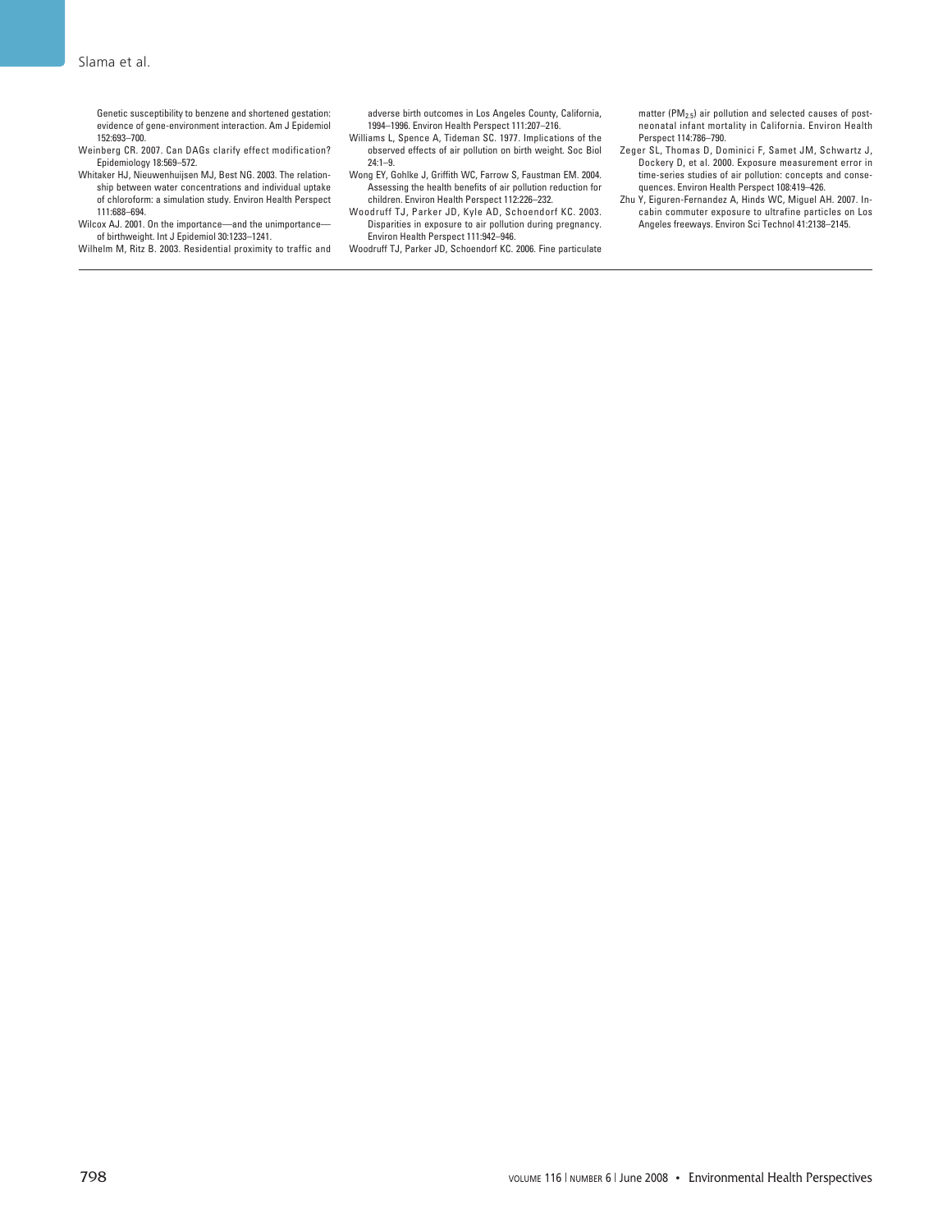Genetic susceptibility to benzene and shortened gestation: evidence of gene-environment interaction. Am J Epidemiol 152:693–700.

Weinberg CR. 2007. Can DAGs clarify effect modification? Epidemiology 18:569–572.

Whitaker HJ, Nieuwenhuijsen MJ, Best NG. 2003. The relationship between water concentrations and individual uptake of chloroform: a simulation study. Environ Health Perspect 111:688–694.

Wilcox AJ. 2001. On the importance—and the unimportance—of birthweight. Int J Epidemiol 30:1233–1241.

Wilhelm M, Ritz B. 2003. Residential proximity to traffic and adverse birth outcomes in Los Angeles County, California, 1994–1996. Environ Health Perspect 111:207–216.

Williams L, Spence A, Tideman SC. 1977. Implications of the observed effects of air pollution on birth weight. Soc Biol 24:1–9.

Wong EY, Gohlke J, Griffith WC, Farrow S, Faustman EM. 2004. Assessing the health benefits of air pollution reduction for children. Environ Health Perspect 112:226–232.

Woodruff TJ, Parker JD, Kyle AD, Schoendorf KC. 2003. Disparities in exposure to air pollution during pregnancy. Environ Health Perspect 111:942–946.

Woodruff TJ, Parker JD, Schoendorf KC. 2006. Fine particulate matter ($PM_{2.5}$) air pollution and selected causes of postneonatal infant mortality in California. Environ Health Perspect 114:786–790.

Zeger SL, Thomas D, Dominici F, Samet JM, Schwartz J, Dockery D, et al. 2000. Exposure measurement error in time-series studies of air pollution: concepts and consequences. Environ Health Perspect 108:419–426.

Zhu Y, Eiguren-Fernandez A, Hinds WC, Miguel AH. 2007. In-cabin commuter exposure to ultrafine particles on Los Angeles freeways. Environ Sci Technol 41:2138–2145.